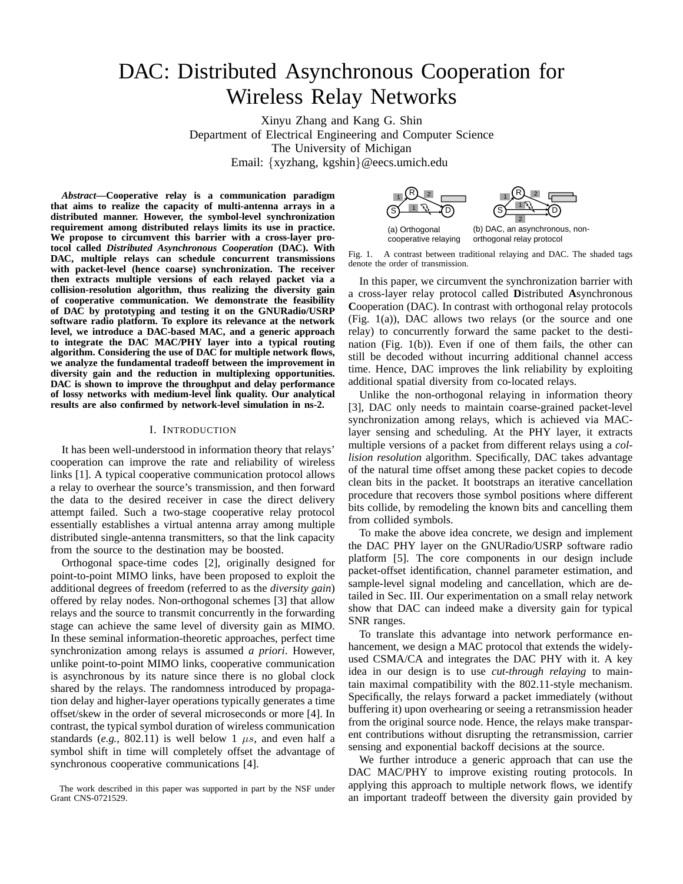# DAC: Distributed Asynchronous Cooperation for Wireless Relay Networks

Xinyu Zhang and Kang G. Shin
Department of Electrical Engineering and Computer Science
The University of Michigan
Email: {xyzhang, kgshin}@eecs.umich.edu

***Abstract*—Cooperative relay is a communication paradigm that aims to realize the capacity of multi-antenna arrays in a distributed manner. However, the symbol-level synchronization requirement among distributed relays limits its use in practice. We propose to circumvent this barrier with a cross-layer protocol called *Distributed Asynchronous Cooperation* (DAC). With DAC, multiple relays can schedule concurrent transmissions with packet-level (hence coarse) synchronization. The receiver then extracts multiple versions of each relayed packet via a collision-resolution algorithm, thus realizing the diversity gain of cooperative communication. We demonstrate the feasibility of DAC by prototyping and testing it on the GNURadio/USRP software radio platform. To explore its relevance at the network level, we introduce a DAC-based MAC, and a generic approach to integrate the DAC MAC/PHY layer into a typical routing algorithm. Considering the use of DAC for multiple network flows, we analyze the fundamental tradeoff between the improvement in diversity gain and the reduction in multiplexing opportunities. DAC is shown to improve the throughput and delay performance of lossy networks with medium-level link quality. Our analytical results are also confirmed by network-level simulation in ns-2.**

## I. Introduction

It has been well-understood in information theory that relays' cooperation can improve the rate and reliability of wireless links [1]. A typical cooperative communication protocol allows a relay to overhear the source's transmission, and then forward the data to the desired receiver in case the direct delivery attempt failed. Such a two-stage cooperative relay protocol essentially establishes a virtual antenna array among multiple distributed single-antenna transmitters, so that the link capacity from the source to the destination may be boosted.

Orthogonal space-time codes [2], originally designed for point-to-point MIMO links, have been proposed to exploit the additional degrees of freedom (referred to as the *diversity gain*) offered by relay nodes. Non-orthogonal schemes [3] that allow relays and the source to transmit concurrently in the forwarding stage can achieve the same level of diversity gain as MIMO. In these seminal information-theoretic approaches, perfect time synchronization among relays is assumed *a priori*. However, unlike point-to-point MIMO links, cooperative communication is asynchronous by its nature since there is no global clock shared by the relays. The randomness introduced by propagation delay and higher-layer operations typically generates a time offset/skew in the order of several microseconds or more [4]. In contrast, the typical symbol duration of wireless communication standards (*e.g.*, 802.11) is well below 1 $\mu s$, and even half a symbol shift in time will completely offset the advantage of synchronous cooperative communications [4].

The work described in this paper was supported in part by the NSF under Grant CNS-0721529.

(a) Orthogonal cooperative relaying (b) DAC, an asynchronous, non-orthogonal relay protocol

Fig. 1. A contrast between traditional relaying and DAC. The shaded tags denote the order of transmission.

In this paper, we circumvent the synchronization barrier with a cross-layer relay protocol called **D**istributed **A**synchronous **C**ooperation (DAC). In contrast with orthogonal relay protocols (Fig. 1(a)), DAC allows two relays (or the source and one relay) to concurrently forward the same packet to the destination (Fig. 1(b)). Even if one of them fails, the other can still be decoded without incurring additional channel access time. Hence, DAC improves the link reliability by exploiting additional spatial diversity from co-located relays.

Unlike the non-orthogonal relaying in information theory [3], DAC only needs to maintain coarse-grained packet-level synchronization among relays, which is achieved via MAC-layer sensing and scheduling. At the PHY layer, it extracts multiple versions of a packet from different relays using a *collision resolution* algorithm. Specifically, DAC takes advantage of the natural time offset among these packet copies to decode clean bits in the packet. It bootstraps an iterative cancellation procedure that recovers those symbol positions where different bits collide, by remodeling the known bits and cancelling them from collided symbols.

To make the above idea concrete, we design and implement the DAC PHY layer on the GNURadio/USRP software radio platform [5]. The core components in our design include packet-offset identification, channel parameter estimation, and sample-level signal modeling and cancellation, which are detailed in Sec. III. Our experimentation on a small relay network show that DAC can indeed make a diversity gain for typical SNR ranges.

To translate this advantage into network performance enhancement, we design a MAC protocol that extends the widely-used CSMA/CA and integrates the DAC PHY with it. A key idea in our design is to use *cut-through relaying* to maintain maximal compatibility with the 802.11-style mechanism. Specifically, the relays forward a packet immediately (without buffering it) upon overhearing or seeing a retransmission header from the original source node. Hence, the relays make transparent contributions without disrupting the retransmission, carrier sensing and exponential backoff decisions at the source.

We further introduce a generic approach that can use the DAC MAC/PHY to improve existing routing protocols. In applying this approach to multiple network flows, we identify an important tradeoff between the diversity gain provided by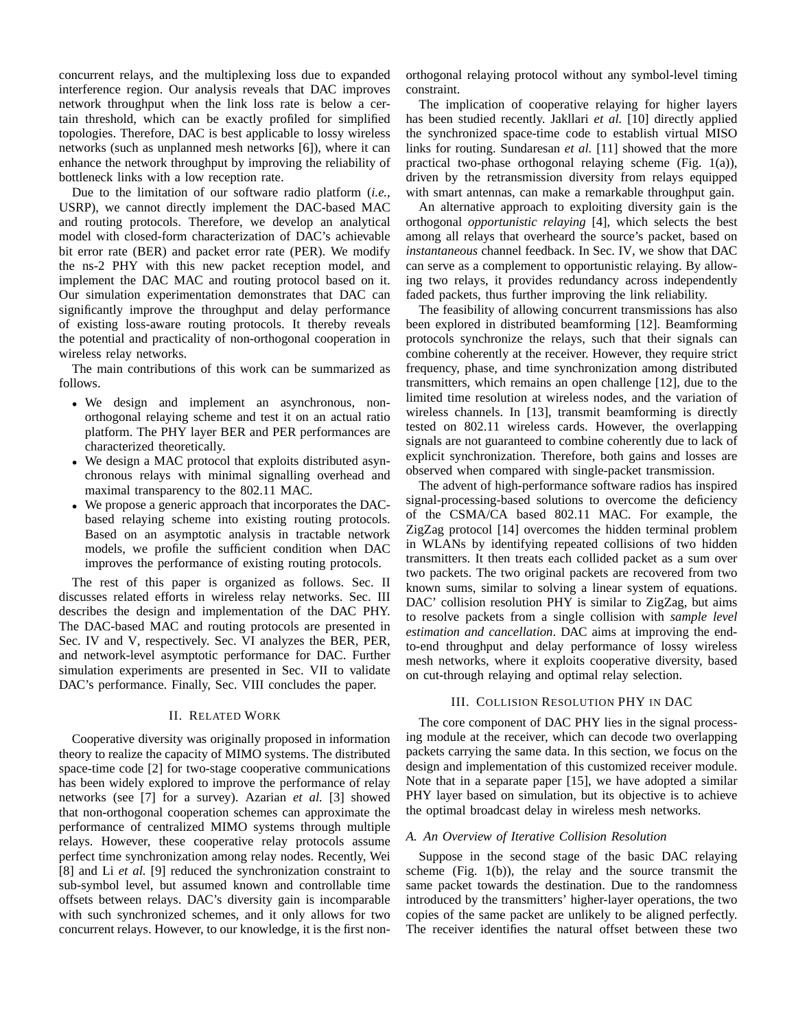concurrent relays, and the multiplexing loss due to expanded interference region. Our analysis reveals that DAC improves network throughput when the link loss rate is below a certain threshold, which can be exactly profiled for simplified topologies. Therefore, DAC is best applicable to lossy wireless networks (such as unplanned mesh networks [6]), where it can enhance the network throughput by improving the reliability of bottleneck links with a low reception rate.

Due to the limitation of our software radio platform (*i.e.*, USRP), we cannot directly implement the DAC-based MAC and routing protocols. Therefore, we develop an analytical model with closed-form characterization of DAC's achievable bit error rate (BER) and packet error rate (PER). We modify the ns-2 PHY with this new packet reception model, and implement the DAC MAC and routing protocol based on it. Our simulation experimentation demonstrates that DAC can significantly improve the throughput and delay performance of existing loss-aware routing protocols. It thereby reveals the potential and practicality of non-orthogonal cooperation in wireless relay networks.

The main contributions of this work can be summarized as follows.

- We design and implement an asynchronous, non-orthogonal relaying scheme and test it on an actual ratio platform. The PHY layer BER and PER performances are characterized theoretically.
- We design a MAC protocol that exploits distributed asynchronous relays with minimal signalling overhead and maximal transparency to the 802.11 MAC.
- We propose a generic approach that incorporates the DAC-based relaying scheme into existing routing protocols. Based on an asymptotic analysis in tractable network models, we profile the sufficient condition when DAC improves the performance of existing routing protocols.

The rest of this paper is organized as follows. Sec. II discusses related efforts in wireless relay networks. Sec. III describes the design and implementation of the DAC PHY. The DAC-based MAC and routing protocols are presented in Sec. IV and V, respectively. Sec. VI analyzes the BER, PER, and network-level asymptotic performance for DAC. Further simulation experiments are presented in Sec. VII to validate DAC's performance. Finally, Sec. VIII concludes the paper.

## II. Related Work

Cooperative diversity was originally proposed in information theory to realize the capacity of MIMO systems. The distributed space-time code [2] for two-stage cooperative communications has been widely explored to improve the performance of relay networks (see [7] for a survey). Azarian *et al.* [3] showed that non-orthogonal cooperation schemes can approximate the performance of centralized MIMO systems through multiple relays. However, these cooperative relay protocols assume perfect time synchronization among relay nodes. Recently, Wei [8] and Li *et al.* [9] reduced the synchronization constraint to sub-symbol level, but assumed known and controllable time offsets between relays. DAC's diversity gain is incomparable with such synchronized schemes, and it only allows for two concurrent relays. However, to our knowledge, it is the first non-orthogonal relaying protocol without any symbol-level timing constraint.

The implication of cooperative relaying for higher layers has been studied recently. Jakllari *et al.* [10] directly applied the synchronized space-time code to establish virtual MISO links for routing. Sundaresan *et al.* [11] showed that the more practical two-phase orthogonal relaying scheme (Fig. 1(a)), driven by the retransmission diversity from relays equipped with smart antennas, can make a remarkable throughput gain.

An alternative approach to exploiting diversity gain is the orthogonal *opportunistic relaying* [4], which selects the best among all relays that overheard the source's packet, based on *instantaneous* channel feedback. In Sec. IV, we show that DAC can serve as a complement to opportunistic relaying. By allowing two relays, it provides redundancy across independently faded packets, thus further improving the link reliability.

The feasibility of allowing concurrent transmissions has also been explored in distributed beamforming [12]. Beamforming protocols synchronize the relays, such that their signals can combine coherently at the receiver. However, they require strict frequency, phase, and time synchronization among distributed transmitters, which remains an open challenge [12], due to the limited time resolution at wireless nodes, and the variation of wireless channels. In [13], transmit beamforming is directly tested on 802.11 wireless cards. However, the overlapping signals are not guaranteed to combine coherently due to lack of explicit synchronization. Therefore, both gains and losses are observed when compared with single-packet transmission.

The advent of high-performance software radios has inspired signal-processing-based solutions to overcome the deficiency of the CSMA/CA based 802.11 MAC. For example, the ZigZag protocol [14] overcomes the hidden terminal problem in WLANs by identifying repeated collisions of two hidden transmitters. It then treats each collided packet as a sum over two packets. The two original packets are recovered from two known sums, similar to solving a linear system of equations. DAC' collision resolution PHY is similar to ZigZag, but aims to resolve packets from a single collision with *sample level estimation and cancellation*. DAC aims at improving the end-to-end throughput and delay performance of lossy wireless mesh networks, where it exploits cooperative diversity, based on cut-through relaying and optimal relay selection.

## III. Collision Resolution PHY in DAC

The core component of DAC PHY lies in the signal processing module at the receiver, which can decode two overlapping packets carrying the same data. In this section, we focus on the design and implementation of this customized receiver module. Note that in a separate paper [15], we have adopted a similar PHY layer based on simulation, but its objective is to achieve the optimal broadcast delay in wireless mesh networks.

### A. An Overview of Iterative Collision Resolution

Suppose in the second stage of the basic DAC relaying scheme (Fig. 1(b)), the relay and the source transmit the same packet towards the destination. Due to the randomness introduced by the transmitters' higher-layer operations, the two copies of the same packet are unlikely to be aligned perfectly. The receiver identifies the natural offset between these two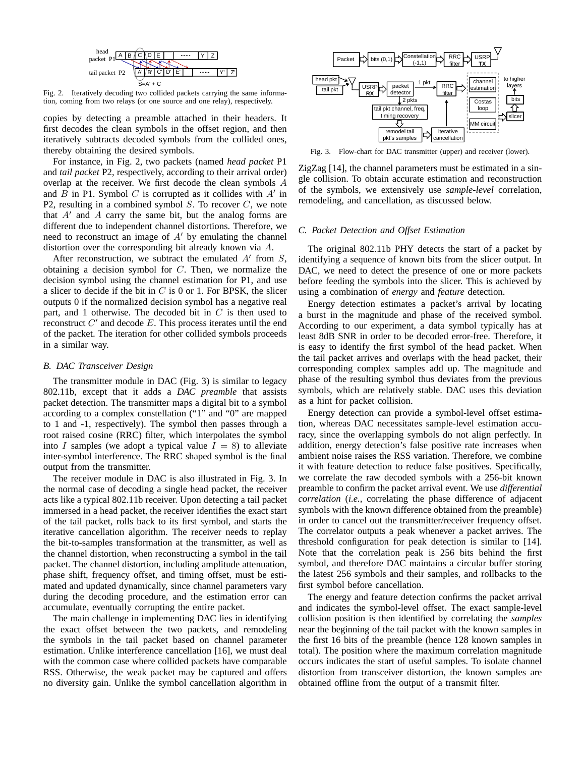Fig. 2. Iteratively decoding two collided packets carrying the same information, coming from two relays (or one source and one relay), respectively.

copies by detecting a preamble attached in their headers. It first decodes the clean symbols in the offset region, and then iteratively subtracts decoded symbols from the collided ones, thereby obtaining the desired symbols.

For instance, in Fig. 2, two packets (named *head packet* P1 and *tail packet* P2, respectively, according to their arrival order) overlap at the receiver. We first decode the clean symbols $A$ and $B$ in P1. Symbol $C$ is corrupted as it collides with $A'$ in P2, resulting in a combined symbol $S$. To recover $C$, we note that $A'$ and $A$ carry the same bit, but the analog forms are different due to independent channel distortions. Therefore, we need to reconstruct an image of $A'$ by emulating the channel distortion over the corresponding bit already known via $A$.

After reconstruction, we subtract the emulated $A'$ from $S$, obtaining a decision symbol for $C$. Then, we normalize the decision symbol using the channel estimation for P1, and use a slicer to decide if the bit in $C$ is 0 or 1. For BPSK, the slicer outputs 0 if the normalized decision symbol has a negative real part, and 1 otherwise. The decoded bit in $C$ is then used to reconstruct $C'$ and decode $E$. This process iterates until the end of the packet. The iteration for other collided symbols proceeds in a similar way.

### B. DAC Transceiver Design

The transmitter module in DAC (Fig. 3) is similar to legacy 802.11b, except that it adds a *DAC preamble* that assists packet detection. The transmitter maps a digital bit to a symbol according to a complex constellation ("1" and "0" are mapped to 1 and -1, respectively). The symbol then passes through a root raised cosine (RRC) filter, which interpolates the symbol into $I$ samples (we adopt a typical value $I = 8$) to alleviate inter-symbol interference. The RRC shaped symbol is the final output from the transmitter.

The receiver module in DAC is also illustrated in Fig. 3. In the normal case of decoding a single head packet, the receiver acts like a typical 802.11b receiver. Upon detecting a tail packet immersed in a head packet, the receiver identifies the exact start of the tail packet, rolls back to its first symbol, and starts the iterative cancellation algorithm. The receiver needs to replay the bit-to-samples transformation at the transmitter, as well as the channel distortion, when reconstructing a symbol in the tail packet. The channel distortion, including amplitude attenuation, phase shift, frequency offset, and timing offset, must be estimated and updated dynamically, since channel parameters vary during the decoding procedure, and the estimation error can accumulate, eventually corrupting the entire packet.

The main challenge in implementing DAC lies in identifying the exact offset between the two packets, and remodeling the symbols in the tail packet based on channel parameter estimation. Unlike interference cancellation [16], we must deal with the common case where collided packets have comparable RSS. Otherwise, the weak packet may be captured and offers no diversity gain. Unlike the symbol cancellation algorithm in ZigZag [14], the channel parameters must be estimated in a single collision. To obtain accurate estimation and reconstruction of the symbols, we extensively use *sample-level* correlation, remodeling, and cancellation, as discussed below.

Fig. 3. Flow-chart for DAC transmitter (upper) and receiver (lower).

### C. Packet Detection and Offset Estimation

The original 802.11b PHY detects the start of a packet by identifying a sequence of known bits from the slicer output. In DAC, we need to detect the presence of one or more packets before feeding the symbols into the slicer. This is achieved by using a combination of *energy* and *feature* detection.

Energy detection estimates a packet's arrival by locating a burst in the magnitude and phase of the received symbol. According to our experiment, a data symbol typically has at least 8dB SNR in order to be decoded error-free. Therefore, it is easy to identify the first symbol of the head packet. When the tail packet arrives and overlaps with the head packet, their corresponding complex samples add up. The magnitude and phase of the resulting symbol thus deviates from the previous symbols, which are relatively stable. DAC uses this deviation as a hint for packet collision.

Energy detection can provide a symbol-level offset estimation, whereas DAC necessitates sample-level estimation accuracy, since the overlapping symbols do not align perfectly. In addition, energy detection's false positive rate increases when ambient noise raises the RSS variation. Therefore, we combine it with feature detection to reduce false positives. Specifically, we correlate the raw decoded symbols with a 256-bit known preamble to confirm the packet arrival event. We use *differential correlation* (*i.e.*, correlating the phase difference of adjacent symbols with the known difference obtained from the preamble) in order to cancel out the transmitter/receiver frequency offset. The correlator outputs a peak whenever a packet arrives. The threshold configuration for peak detection is similar to [14]. Note that the correlation peak is 256 bits behind the first symbol, and therefore DAC maintains a circular buffer storing the latest 256 symbols and their samples, and rollbacks to the first symbol before cancellation.

The energy and feature detection confirms the packet arrival and indicates the symbol-level offset. The exact sample-level collision position is then identified by correlating the *samples* near the beginning of the tail packet with the known samples in the first 16 bits of the preamble (hence 128 known samples in total). The position where the maximum correlation magnitude occurs indicates the start of useful samples. To isolate channel distortion from transceiver distortion, the known samples are obtained offline from the output of a transmit filter.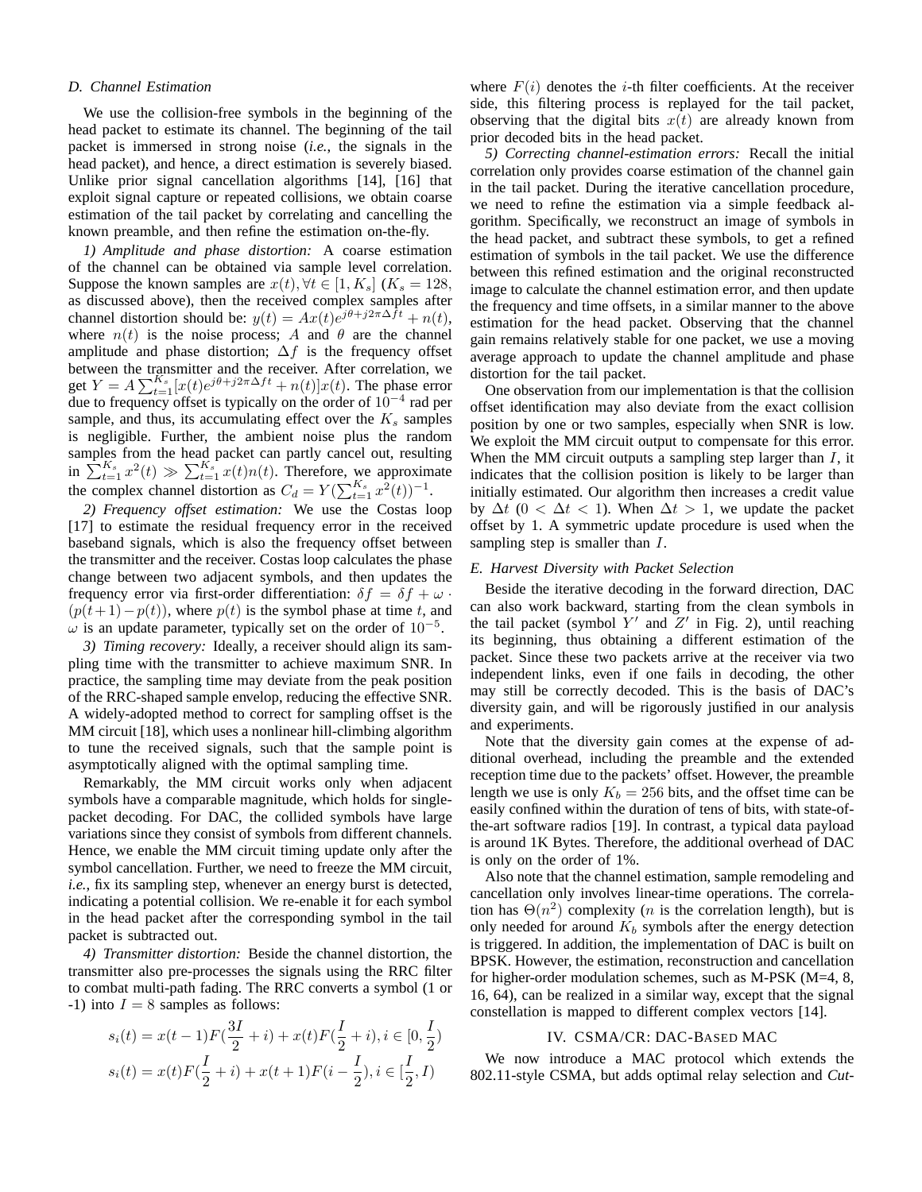### D. Channel Estimation

We use the collision-free symbols in the beginning of the head packet to estimate its channel. The beginning of the tail packet is immersed in strong noise (*i.e.*, the signals in the head packet), and hence, a direct estimation is severely biased. Unlike prior signal cancellation algorithms [14], [16] that exploit signal capture or repeated collisions, we obtain coarse estimation of the tail packet by correlating and cancelling the known preamble, and then refine the estimation on-the-fly.

*1) Amplitude and phase distortion:* A coarse estimation of the channel can be obtained via sample level correlation. Suppose the known samples are $x(t), \forall t \in [1, K_s]$ ($K_s = 128$, as discussed above), then the received complex samples after channel distortion should be: $y(t) = Ax(t)e^{j\theta + j2\pi\Delta ft} + n(t)$, where $n(t)$ is the noise process; $A$ and $\theta$ are the channel amplitude and phase distortion; $\Delta f$ is the frequency offset between the transmitter and the receiver. After correlation, we get $Y = A\sum_{t=1}^{K_s}[x(t)e^{j\theta+j2\pi\Delta ft} + n(t)]x(t)$. The phase error due to frequency offset is typically on the order of $10^{-4}$ rad per sample, and thus, its accumulating effect over the $K_s$ samples is negligible. Further, the ambient noise plus the random samples from the head packet can partly cancel out, resulting in $\sum_{t=1}^{K_s} x^2(t) \gg \sum_{t=1}^{K_s} x(t)n(t)$. Therefore, we approximate the complex channel distortion as $C_d = Y(\sum_{t=1}^{K_s} x^2(t))^{-1}$.

*2) Frequency offset estimation:* We use the Costas loop [17] to estimate the residual frequency error in the received baseband signals, which is also the frequency offset between the transmitter and the receiver. Costas loop calculates the phase change between two adjacent symbols, and then updates the frequency error via first-order differentiation: $\delta f = \delta f + \omega \cdot (p(t+1) - p(t))$, where $p(t)$ is the symbol phase at time $t$, and $\omega$ is an update parameter, typically set on the order of $10^{-5}$.

*3) Timing recovery:* Ideally, a receiver should align its sampling time with the transmitter to achieve maximum SNR. In practice, the sampling time may deviate from the peak position of the RRC-shaped sample envelop, reducing the effective SNR. A widely-adopted method to correct for sampling offset is the MM circuit [18], which uses a nonlinear hill-climbing algorithm to tune the received signals, such that the sample point is asymptotically aligned with the optimal sampling time.

Remarkably, the MM circuit works only when adjacent symbols have a comparable magnitude, which holds for single-packet decoding. For DAC, the collided symbols have large variations since they consist of symbols from different channels. Hence, we enable the MM circuit timing update only after the symbol cancellation. Further, we need to freeze the MM circuit, *i.e.*, fix its sampling step, whenever an energy burst is detected, indicating a potential collision. We re-enable it for each symbol in the head packet after the corresponding symbol in the tail packet is subtracted out.

*4) Transmitter distortion:* Beside the channel distortion, the transmitter also pre-processes the signals using the RRC filter to combat multi-path fading. The RRC converts a symbol (1 or -1) into $I = 8$ samples as follows:

$$s_i(t) = x(t-1)F(\frac{3I}{2} + i) + x(t)F(\frac{I}{2} + i), i \in [0, \frac{I}{2})$$

$$s_i(t) = x(t)F(\frac{I}{2} + i) + x(t+1)F(i - \frac{I}{2}), i \in [\frac{I}{2}, I)$$

where $F(i)$ denotes the $i$-th filter coefficients. At the receiver side, this filtering process is replayed for the tail packet, observing that the digital bits $x(t)$ are already known from prior decoded bits in the head packet.

*5) Correcting channel-estimation errors:* Recall the initial correlation only provides coarse estimation of the channel gain in the tail packet. During the iterative cancellation procedure, we need to refine the estimation via a simple feedback algorithm. Specifically, we reconstruct an image of symbols in the head packet, and subtract these symbols, to get a refined estimation of symbols in the tail packet. We use the difference between this refined estimation and the original reconstructed image to calculate the channel estimation error, and then update the frequency and time offsets, in a similar manner to the above estimation for the head packet. Observing that the channel gain remains relatively stable for one packet, we use a moving average approach to update the channel amplitude and phase distortion for the tail packet.

One observation from our implementation is that the collision offset identification may also deviate from the exact collision position by one or two samples, especially when SNR is low. We exploit the MM circuit output to compensate for this error. When the MM circuit outputs a sampling step larger than $I$, it indicates that the collision position is likely to be larger than initially estimated. Our algorithm then increases a credit value by $\Delta t$ ($0 < \Delta t < 1$). When $\Delta t > 1$, we update the packet offset by 1. A symmetric update procedure is used when the sampling step is smaller than $I$.

### E. Harvest Diversity with Packet Selection

Beside the iterative decoding in the forward direction, DAC can also work backward, starting from the clean symbols in the tail packet (symbol $Y'$ and $Z'$ in Fig. 2), until reaching its beginning, thus obtaining a different estimation of the packet. Since these two packets arrive at the receiver via two independent links, even if one fails in decoding, the other may still be correctly decoded. This is the basis of DAC's diversity gain, and will be rigorously justified in our analysis and experiments.

Note that the diversity gain comes at the expense of additional overhead, including the preamble and the extended reception time due to the packets' offset. However, the preamble length we use is only $K_b = 256$ bits, and the offset time can be easily confined within the duration of tens of bits, with state-of-the-art software radios [19]. In contrast, a typical data payload is around 1K Bytes. Therefore, the additional overhead of DAC is only on the order of 1%.

Also note that the channel estimation, sample remodeling and cancellation only involves linear-time operations. The correlation has $\Theta(n^2)$ complexity ($n$ is the correlation length), but is only needed for around $K_b$ symbols after the energy detection is triggered. In addition, the implementation of DAC is built on BPSK. However, the estimation, reconstruction and cancellation for higher-order modulation schemes, such as M-PSK (M=4, 8, 16, 64), can be realized in a similar way, except that the signal constellation is mapped to different complex vectors [14].

## IV. CSMA/CR: DAC-Based MAC

We now introduce a MAC protocol which extends the 802.11-style CSMA, but adds optimal relay selection and *Cut-*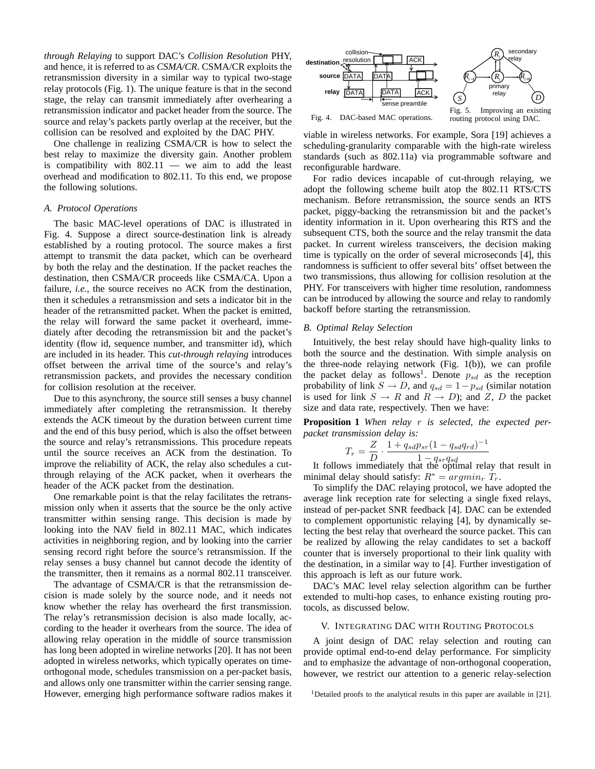*through Relaying* to support DAC's *Collision Resolution* PHY, and hence, it is referred to as *CSMA/CR*. CSMA/CR exploits the retransmission diversity in a similar way to typical two-stage relay protocols (Fig. 1). The unique feature is that in the second stage, the relay can transmit immediately after overhearing a retransmission indicator and packet header from the source. The source and relay's packets partly overlap at the receiver, but the collision can be resolved and exploited by the DAC PHY.

One challenge in realizing CSMA/CR is how to select the best relay to maximize the diversity gain. Another problem is compatibility with 802.11 — we aim to add the least overhead and modification to 802.11. To this end, we propose the following solutions.

### A. Protocol Operations

The basic MAC-level operations of DAC is illustrated in Fig. 4. Suppose a direct source-destination link is already established by a routing protocol. The source makes a first attempt to transmit the data packet, which can be overheard by both the relay and the destination. If the packet reaches the destination, then CSMA/CR proceeds like CSMA/CA. Upon a failure, *i.e.*, the source receives no ACK from the destination, then it schedules a retransmission and sets a indicator bit in the header of the retransmitted packet. When the packet is emitted, the relay will forward the same packet it overheard, immediately after decoding the retransmission bit and the packet's identity (flow id, sequence number, and transmitter id), which are included in its header. This *cut-through relaying* introduces offset between the arrival time of the source's and relay's retransmission packets, and provides the necessary condition for collision resolution at the receiver.

Due to this asynchrony, the source still senses a busy channel immediately after completing the retransmission. It thereby extends the ACK timeout by the duration between current time and the end of this busy period, which is also the offset between the source and relay's retransmissions. This procedure repeats until the source receives an ACK from the destination. To improve the reliability of ACK, the relay also schedules a cut-through relaying of the ACK packet, when it overhears the header of the ACK packet from the destination.

One remarkable point is that the relay facilitates the retransmission only when it asserts that the source be the only active transmitter within sensing range. This decision is made by looking into the NAV field in 802.11 MAC, which indicates activities in neighboring region, and by looking into the carrier sensing record right before the source's retransmission. If the relay senses a busy channel but cannot decode the identity of the transmitter, then it remains as a normal 802.11 transceiver.

The advantage of CSMA/CR is that the retransmission decision is made solely by the source node, and it needs not know whether the relay has overheard the first transmission. The relay's retransmission decision is also made locally, according to the header it overhears from the source. The idea of allowing relay operation in the middle of source transmission has long been adopted in wireline networks [20]. It has not been adopted in wireless networks, which typically operates on time-orthogonal mode, schedules transmission on a per-packet basis, and allows only one transmitter within the carrier sensing range. However, emerging high performance software radios makes it viable in wireless networks. For example, Sora [19] achieves a scheduling-granularity comparable with the high-rate wireless standards (such as 802.11a) via programmable software and reconfigurable hardware.

Fig. 4. DAC-based MAC operations.

Fig. 5. Improving an existing routing protocol using DAC.

For radio devices incapable of cut-through relaying, we adopt the following scheme built atop the 802.11 RTS/CTS mechanism. Before retransmission, the source sends an RTS packet, piggy-backing the retransmission bit and the packet's identity information in it. Upon overhearing this RTS and the subsequent CTS, both the source and the relay transmit the data packet. In current wireless transceivers, the decision making time is typically on the order of several microseconds [4], this randomness is sufficient to offer several bits' offset between the two transmissions, thus allowing for collision resolution at the PHY. For transceivers with higher time resolution, randomness can be introduced by allowing the source and relay to randomly backoff before starting the retransmission.

### B. Optimal Relay Selection

Intuitively, the best relay should have high-quality links to both the source and the destination. With simple analysis on the three-node relaying network (Fig. 1(b)), we can profile the packet delay as follows[1]. Denote $p_{sd}$ as the reception probability of link $S \rightarrow D$, and $q_{sd} = 1 - p_{sd}$ (similar notation is used for link $S \rightarrow R$ and $R \rightarrow D$); and $Z$, $D$ the packet size and data rate, respectively. Then we have:

**Proposition 1** *When relay $r$ is selected, the expected per-packet transmission delay is:*

$$T_r = \frac{Z}{D} \cdot \frac{1 + q_{sd} p_{sr} (1 - q_{sd} q_{rd})^{-1}}{1 - q_{sr} q_{sd}}$$

It follows immediately that the optimal relay that result in minimal delay should satisfy: $R^* = argmin_r \ T_r$.

To simplify the DAC relaying protocol, we have adopted the average link reception rate for selecting a single fixed relays, instead of per-packet SNR feedback [4]. DAC can be extended to complement opportunistic relaying [4], by dynamically selecting the best relay that overheard the source packet. This can be realized by allowing the relay candidates to set a backoff counter that is inversely proportional to their link quality with the destination, in a similar way to [4]. Further investigation of this approach is left as our future work.

DAC's MAC level relay selection algorithm can be further extended to multi-hop cases, to enhance existing routing protocols, as discussed below.

## V. Integrating DAC with Routing Protocols

A joint design of DAC relay selection and routing can provide optimal end-to-end delay performance. For simplicity and to emphasize the advantage of non-orthogonal cooperation, however, we restrict our attention to a generic relay-selection

[1] Detailed proofs to the analytical results in this paper are available in [21].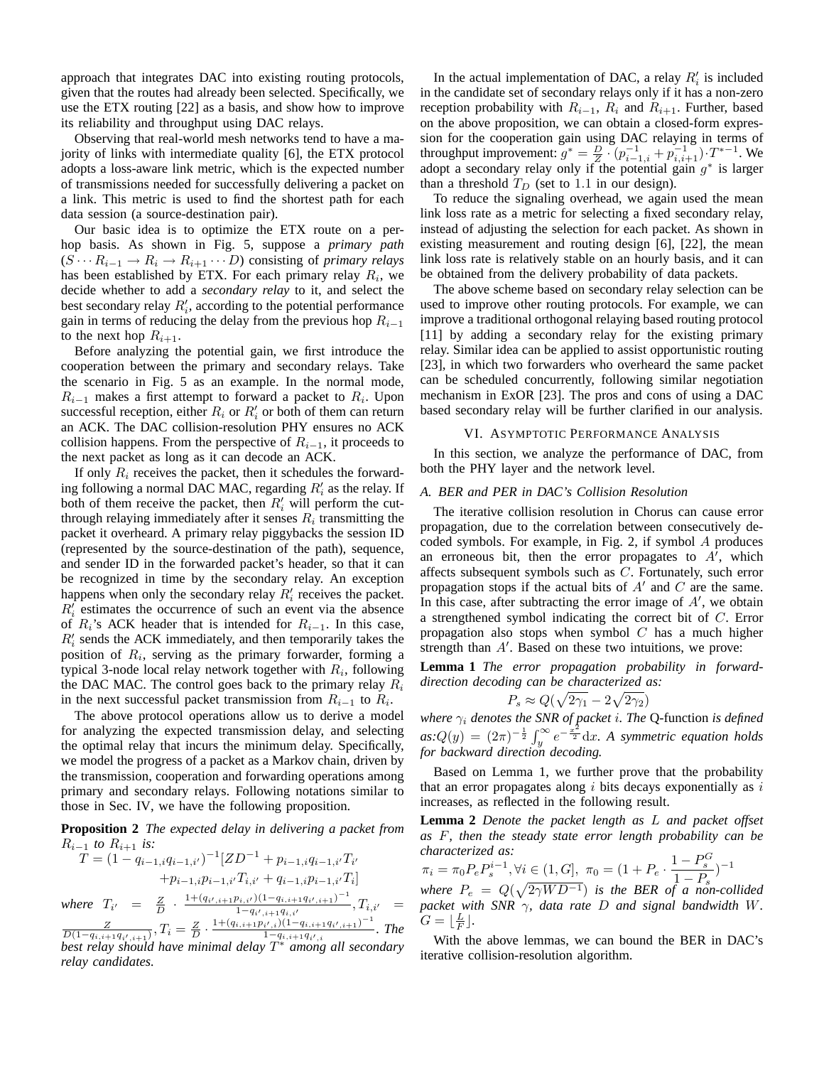approach that integrates DAC into existing routing protocols, given that the routes had already been selected. Specifically, we use the ETX routing [22] as a basis, and show how to improve its reliability and throughput using DAC relays.

Observing that real-world mesh networks tend to have a majority of links with intermediate quality [6], the ETX protocol adopts a loss-aware link metric, which is the expected number of transmissions needed for successfully delivering a packet on a link. This metric is used to find the shortest path for each data session (a source-destination pair).

Our basic idea is to optimize the ETX route on a per-hop basis. As shown in Fig. 5, suppose a *primary path* ($S \cdots R_{i-1} \rightarrow R_i \rightarrow R_{i+1} \cdots D$) consisting of *primary relays* has been established by ETX. For each primary relay $R_i$, we decide whether to add a *secondary relay* to it, and select the best secondary relay $R_i'$, according to the potential performance gain in terms of reducing the delay from the previous hop $R_{i-1}$ to the next hop $R_{i+1}$.

Before analyzing the potential gain, we first introduce the cooperation between the primary and secondary relays. Take the scenario in Fig. 5 as an example. In the normal mode, $R_{i-1}$ makes a first attempt to forward a packet to $R_i$. Upon successful reception, either $R_i$ or $R_i'$ or both of them can return an ACK. The DAC collision-resolution PHY ensures no ACK collision happens. From the perspective of $R_{i-1}$, it proceeds to the next packet as long as it can decode an ACK.

If only $R_i$ receives the packet, then it schedules the forwarding following a normal DAC MAC, regarding $R_i'$ as the relay. If both of them receive the packet, then $R_i'$ will perform the cut-through relaying immediately after it senses $R_i$ transmitting the packet it overheard. A primary relay piggybacks the session ID (represented by the source-destination of the path), sequence, and sender ID in the forwarded packet's header, so that it can be recognized in time by the secondary relay. An exception happens when only the secondary relay $R_i'$ receives the packet. $R_i'$ estimates the occurrence of such an event via the absence of $R_i$'s ACK header that is intended for $R_{i-1}$. In this case, $R_i'$ sends the ACK immediately, and then temporarily takes the position of $R_i$, serving as the primary forwarder, forming a typical 3-node local relay network together with $R_i$, following the DAC MAC. The control goes back to the primary relay $R_i$ in the next successful packet transmission from $R_{i-1}$ to $R_i$.

The above protocol operations allow us to derive a model for analyzing the expected transmission delay, and selecting the optimal relay that incurs the minimum delay. Specifically, we model the progress of a packet as a Markov chain, driven by the transmission, cooperation and forwarding operations among primary and secondary relays. Following notations similar to those in Sec. IV, we have the following proposition.

**Proposition 2** *The expected delay in delivering a packet from $R_{i-1}$ to $R_{i+1}$ is:*

$$T = (1 - q_{i-1,i}q_{i-1,i'})^{-1}[ZD^{-1} + p_{i-1,i}q_{i-1,i'}T_{i'} + p_{i-1,i}p_{i-1,i'}T_{i,i'} + q_{i-1,i}p_{i-1,i'}T_i]$$

*where* $T_{i'} = \frac{Z}{D} \cdot \frac{1+(q_{i',i+1}p_{i,i'})(1-q_{i,i+1}q_{i',i+1})^{-1}}{1-q_{i',i+1}q_{i,i'}}, T_{i,i'} = \frac{Z}{D(1-q_{i,i+1}q_{i',i+1})}, T_i = \frac{Z}{D} \cdot \frac{1+(q_{i,i+1}p_{i',i})(1-q_{i,i+1}q_{i',i+1})^{-1}}{1-q_{i,i+1}q_{i',i}}$. *The best relay should have minimal delay $T^*$ among all secondary relay candidates.*

In the actual implementation of DAC, a relay $R_i'$ is included in the candidate set of secondary relays only if it has a non-zero reception probability with $R_{i-1}$, $R_i$ and $R_{i+1}$. Further, based on the above proposition, we can obtain a closed-form expression for the cooperation gain using DAC relaying in terms of throughput improvement: $g^* = \frac{D}{Z} \cdot (p_{i-1,i}^{-1} + p_{i,i+1}^{-1}) \cdot T^{*-1}$. We adopt a secondary relay only if the potential gain $g^*$ is larger than a threshold $T_D$ (set to 1.1 in our design).

To reduce the signaling overhead, we again used the mean link loss rate as a metric for selecting a fixed secondary relay, instead of adjusting the selection for each packet. As shown in existing measurement and routing design [6], [22], the mean link loss rate is relatively stable on an hourly basis, and it can be obtained from the delivery probability of data packets.

The above scheme based on secondary relay selection can be used to improve other routing protocols. For example, we can improve a traditional orthogonal relaying based routing protocol [11] by adding a secondary relay for the existing primary relay. Similar idea can be applied to assist opportunistic routing [23], in which two forwarders who overheard the same packet can be scheduled concurrently, following similar negotiation mechanism in ExOR [23]. The pros and cons of using a DAC based secondary relay will be further clarified in our analysis.

## VI. Asymptotic Performance Analysis

In this section, we analyze the performance of DAC, from both the PHY layer and the network level.

### A. BER and PER in DAC's Collision Resolution

The iterative collision resolution in Chorus can cause error propagation, due to the correlation between consecutively decoded symbols. For example, in Fig. 2, if symbol $A$ produces an erroneous bit, then the error propagates to $A'$, which affects subsequent symbols such as $C$. Fortunately, such error propagation stops if the actual bits of $A'$ and $C$ are the same. In this case, after subtracting the error image of $A'$, we obtain a strengthened symbol indicating the correct bit of $C$. Error propagation also stops when symbol $C$ has a much higher strength than $A'$. Based on these two intuitions, we prove:

**Lemma 1** *The error propagation probability in forward-direction decoding can be characterized as:*

$$P_s \approx Q(\sqrt{2\gamma_1} - 2\sqrt{2\gamma_2})$$

*where $\gamma_i$ denotes the SNR of packet $i$. The* Q-function *is defined as:* $Q(y) = (2\pi)^{-\frac{1}{2}} \int_y^{\infty} e^{-\frac{x^2}{2}} \mathrm{d}x$. *A symmetric equation holds for backward direction decoding.*

Based on Lemma 1, we further prove that the probability that an error propagates along $i$ bits decays exponentially as $i$ increases, as reflected in the following result.

**Lemma 2** *Denote the packet length as $L$ and packet offset as $F$, then the steady state error length probability can be characterized as:*

$$\pi_i = \pi_0 P_e P_s^{i-1}, \forall i \in (1, G], \ \pi_0 = (1 + P_e \cdot \frac{1 - P_s^G}{1 - P_s})^{-1}$$

*where $P_e = Q(\sqrt{2\gamma W D^{-1}})$ is the BER of a non-collided packet with SNR $\gamma$, data rate $D$ and signal bandwidth $W$. $G = \lfloor \frac{L}{F} \rfloor$.*

With the above lemmas, we can bound the BER in DAC's iterative collision-resolution algorithm.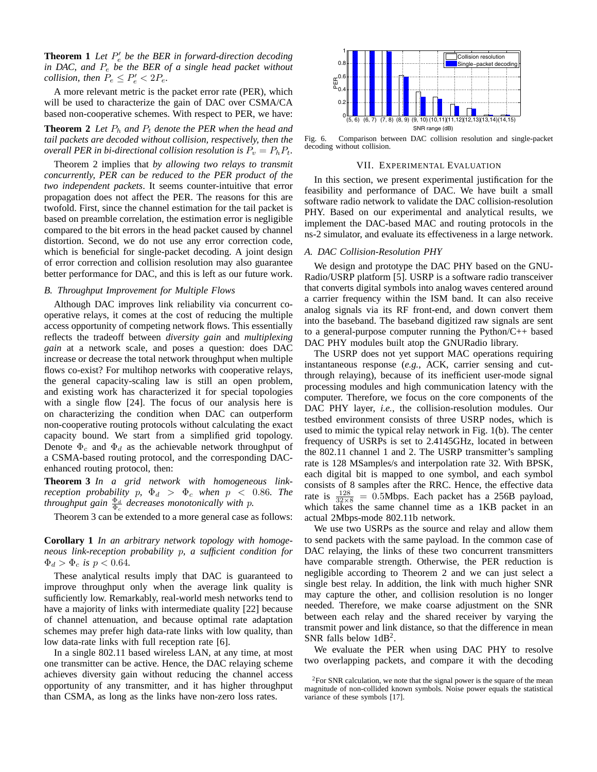**Theorem 1** *Let $P_e'$ be the BER in forward-direction decoding in DAC, and $P_e$ be the BER of a single head packet without collision, then $P_e \leq P_e' < 2P_e$.*

A more relevant metric is the packet error rate (PER), which will be used to characterize the gain of DAC over CSMA/CA based non-cooperative schemes. With respect to PER, we have:

**Theorem 2** *Let $P_h$ and $P_t$ denote the PER when the head and tail packets are decoded without collision, respectively, then the overall PER in bi-directional collision resolution is $P_v = P_h P_t$.*

Theorem 2 implies that *by allowing two relays to transmit concurrently, PER can be reduced to the PER product of the two independent packets*. It seems counter-intuitive that error propagation does not affect the PER. The reasons for this are twofold. First, since the channel estimation for the tail packet is based on preamble correlation, the estimation error is negligible compared to the bit errors in the head packet caused by channel distortion. Second, we do not use any error correction code, which is beneficial for single-packet decoding. A joint design of error correction and collision resolution may also guarantee better performance for DAC, and this is left as our future work.

### B. Throughput Improvement for Multiple Flows

Although DAC improves link reliability via concurrent cooperative relays, it comes at the cost of reducing the multiple access opportunity of competing network flows. This essentially reflects the tradeoff between *diversity gain* and *multiplexing gain* at a network scale, and poses a question: does DAC increase or decrease the total network throughput when multiple flows co-exist? For multihop networks with cooperative relays, the general capacity-scaling law is still an open problem, and existing work has characterized it for special topologies with a single flow [24]. The focus of our analysis here is on characterizing the condition when DAC can outperform non-cooperative routing protocols without calculating the exact capacity bound. We start from a simplified grid topology. Denote $\Phi_c$ and $\Phi_d$ as the achievable network throughput of a CSMA-based routing protocol, and the corresponding DAC-enhanced routing protocol, then:

**Theorem 3** *In a grid network with homogeneous link-reception probability $p$, $\Phi_d > \Phi_c$ when $p < 0.86$. The throughput gain $\frac{\Phi_d}{\Phi_c}$ decreases monotonically with $p$.*

Theorem 3 can be extended to a more general case as follows:

**Corollary 1** *In an arbitrary network topology with homogeneous link-reception probability $p$, a sufficient condition for $\Phi_d > \Phi_c$ is $p < 0.64$.*

These analytical results imply that DAC is guaranteed to improve throughput only when the average link quality is sufficiently low. Remarkably, real-world mesh networks tend to have a majority of links with intermediate quality [22] because of channel attenuation, and because optimal rate adaptation schemes may prefer high data-rate links with low quality, than low data-rate links with full reception rate [6].

In a single 802.11 based wireless LAN, at any time, at most one transmitter can be active. Hence, the DAC relaying scheme achieves diversity gain without reducing the channel access opportunity of any transmitter, and it has higher throughput than CSMA, as long as the links have non-zero loss rates.

Fig. 6. Comparison between DAC collision resolution and single-packet decoding without collision.

## VII. Experimental Evaluation

In this section, we present experimental justification for the feasibility and performance of DAC. We have built a small software radio network to validate the DAC collision-resolution PHY. Based on our experimental and analytical results, we implement the DAC-based MAC and routing protocols in the ns-2 simulator, and evaluate its effectiveness in a large network.

### A. DAC Collision-Resolution PHY

We design and prototype the DAC PHY based on the GNU-Radio/USRP platform [5]. USRP is a software radio transceiver that converts digital symbols into analog waves centered around a carrier frequency within the ISM band. It can also receive analog signals via its RF front-end, and down convert them into the baseband. The baseband digitized raw signals are sent to a general-purpose computer running the Python/C++ based DAC PHY modules built atop the GNURadio library.

The USRP does not yet support MAC operations requiring instantaneous response (*e.g.*, ACK, carrier sensing and cut-through relaying), because of its inefficient user-mode signal processing modules and high communication latency with the computer. Therefore, we focus on the core components of the DAC PHY layer, *i.e.*, the collision-resolution modules. Our testbed environment consists of three USRP nodes, which is used to mimic the typical relay network in Fig. 1(b). The center frequency of USRPs is set to 2.4145GHz, located in between the 802.11 channel 1 and 2. The USRP transmitter's sampling rate is 128 MSamples/s and interpolation rate 32. With BPSK, each digital bit is mapped to one symbol, and each symbol consists of 8 samples after the RRC. Hence, the effective data rate is $\frac{128}{32\times 8} = 0.5$Mbps. Each packet has a 256B payload, which takes the same channel time as a 1KB packet in an actual 2Mbps-mode 802.11b network.

We use two USRPs as the source and relay and allow them to send packets with the same payload. In the common case of DAC relaying, the links of these two concurrent transmitters have comparable strength. Otherwise, the PER reduction is negligible according to Theorem 2 and we can just select a single best relay. In addition, the link with much higher SNR may capture the other, and collision resolution is no longer needed. Therefore, we make coarse adjustment on the SNR between each relay and the shared receiver by varying the transmit power and link distance, so that the difference in mean SNR falls below 1dB[2].

We evaluate the PER when using DAC PHY to resolve two overlapping packets, and compare it with the decoding

[2] For SNR calculation, we note that the signal power is the square of the mean magnitude of non-collided known symbols. Noise power equals the statistical variance of these symbols [17].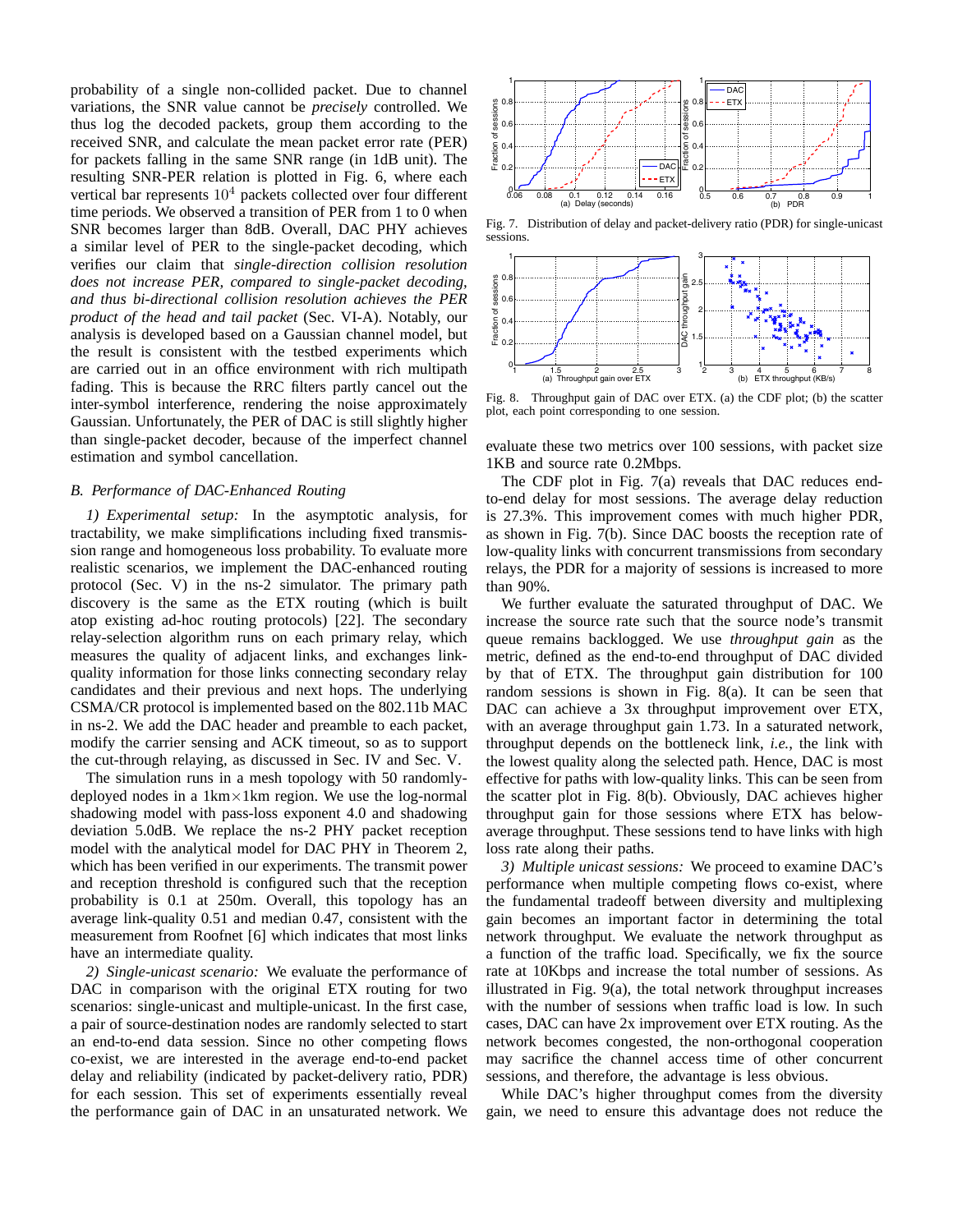probability of a single non-collided packet. Due to channel variations, the SNR value cannot be *precisely* controlled. We thus log the decoded packets, group them according to the received SNR, and calculate the mean packet error rate (PER) for packets falling in the same SNR range (in 1dB unit). The resulting SNR-PER relation is plotted in Fig. 6, where each vertical bar represents $10^4$ packets collected over four different time periods. We observed a transition of PER from 1 to 0 when SNR becomes larger than 8dB. Overall, DAC PHY achieves a similar level of PER to the single-packet decoding, which verifies our claim that *single-direction collision resolution does not increase PER, compared to single-packet decoding, and thus bi-directional collision resolution achieves the PER product of the head and tail packet* (Sec. VI-A). Notably, our analysis is developed based on a Gaussian channel model, but the result is consistent with the testbed experiments which are carried out in an office environment with rich multipath fading. This is because the RRC filters partly cancel out the inter-symbol interference, rendering the noise approximately Gaussian. Unfortunately, the PER of DAC is still slightly higher than single-packet decoder, because of the imperfect channel estimation and symbol cancellation.

### *B. Performance of DAC-Enhanced Routing*

*1) Experimental setup:* In the asymptotic analysis, for tractability, we make simplifications including fixed transmission range and homogeneous loss probability. To evaluate more realistic scenarios, we implement the DAC-enhanced routing protocol (Sec. V) in the ns-2 simulator. The primary path discovery is the same as the ETX routing (which is built atop existing ad-hoc routing protocols) [22]. The secondary relay-selection algorithm runs on each primary relay, which measures the quality of adjacent links, and exchanges link-quality information for those links connecting secondary relay candidates and their previous and next hops. The underlying CSMA/CR protocol is implemented based on the 802.11b MAC in ns-2. We add the DAC header and preamble to each packet, modify the carrier sensing and ACK timeout, so as to support the cut-through relaying, as discussed in Sec. IV and Sec. V.

The simulation runs in a mesh topology with 50 randomly-deployed nodes in a 1km$\times$1km region. We use the log-normal shadowing model with pass-loss exponent 4.0 and shadowing deviation 5.0dB. We replace the ns-2 PHY packet reception model with the analytical model for DAC PHY in Theorem 2, which has been verified in our experiments. The transmit power and reception threshold is configured such that the reception probability is 0.1 at 250m. Overall, this topology has an average link-quality 0.51 and median 0.47, consistent with the measurement from Roofnet [6] which indicates that most links have an intermediate quality.

*2) Single-unicast scenario:* We evaluate the performance of DAC in comparison with the original ETX routing for two scenarios: single-unicast and multiple-unicast. In the first case, a pair of source-destination nodes are randomly selected to start an end-to-end data session. Since no other competing flows co-exist, we are interested in the average end-to-end packet delay and reliability (indicated by packet-delivery ratio, PDR) for each session. This set of experiments essentially reveal the performance gain of DAC in an unsaturated network. We evaluate these two metrics over 100 sessions, with packet size 1KB and source rate 0.2Mbps.

Fig. 7. Distribution of delay and packet-delivery ratio (PDR) for single-unicast sessions.

Fig. 8. Throughput gain of DAC over ETX. (a) the CDF plot; (b) the scatter plot, each point corresponding to one session.

The CDF plot in Fig. 7(a) reveals that DAC reduces end-to-end delay for most sessions. The average delay reduction is 27.3%. This improvement comes with much higher PDR, as shown in Fig. 7(b). Since DAC boosts the reception rate of low-quality links with concurrent transmissions from secondary relays, the PDR for a majority of sessions is increased to more than 90%.

We further evaluate the saturated throughput of DAC. We increase the source rate such that the source node's transmit queue remains backlogged. We use *throughput gain* as the metric, defined as the end-to-end throughput of DAC divided by that of ETX. The throughput gain distribution for 100 random sessions is shown in Fig. 8(a). It can be seen that DAC can achieve a 3x throughput improvement over ETX, with an average throughput gain 1.73. In a saturated network, throughput depends on the bottleneck link, *i.e.*, the link with the lowest quality along the selected path. Hence, DAC is most effective for paths with low-quality links. This can be seen from the scatter plot in Fig. 8(b). Obviously, DAC achieves higher throughput gain for those sessions where ETX has below-average throughput. These sessions tend to have links with high loss rate along their paths.

*3) Multiple unicast sessions:* We proceed to examine DAC's performance when multiple competing flows co-exist, where the fundamental tradeoff between diversity and multiplexing gain becomes an important factor in determining the total network throughput. We evaluate the network throughput as a function of the traffic load. Specifically, we fix the source rate at 10Kbps and increase the total number of sessions. As illustrated in Fig. 9(a), the total network throughput increases with the number of sessions when traffic load is low. In such cases, DAC can have 2x improvement over ETX routing. As the network becomes congested, the non-orthogonal cooperation may sacrifice the channel access time of other concurrent sessions, and therefore, the advantage is less obvious.

While DAC's higher throughput comes from the diversity gain, we need to ensure this advantage does not reduce the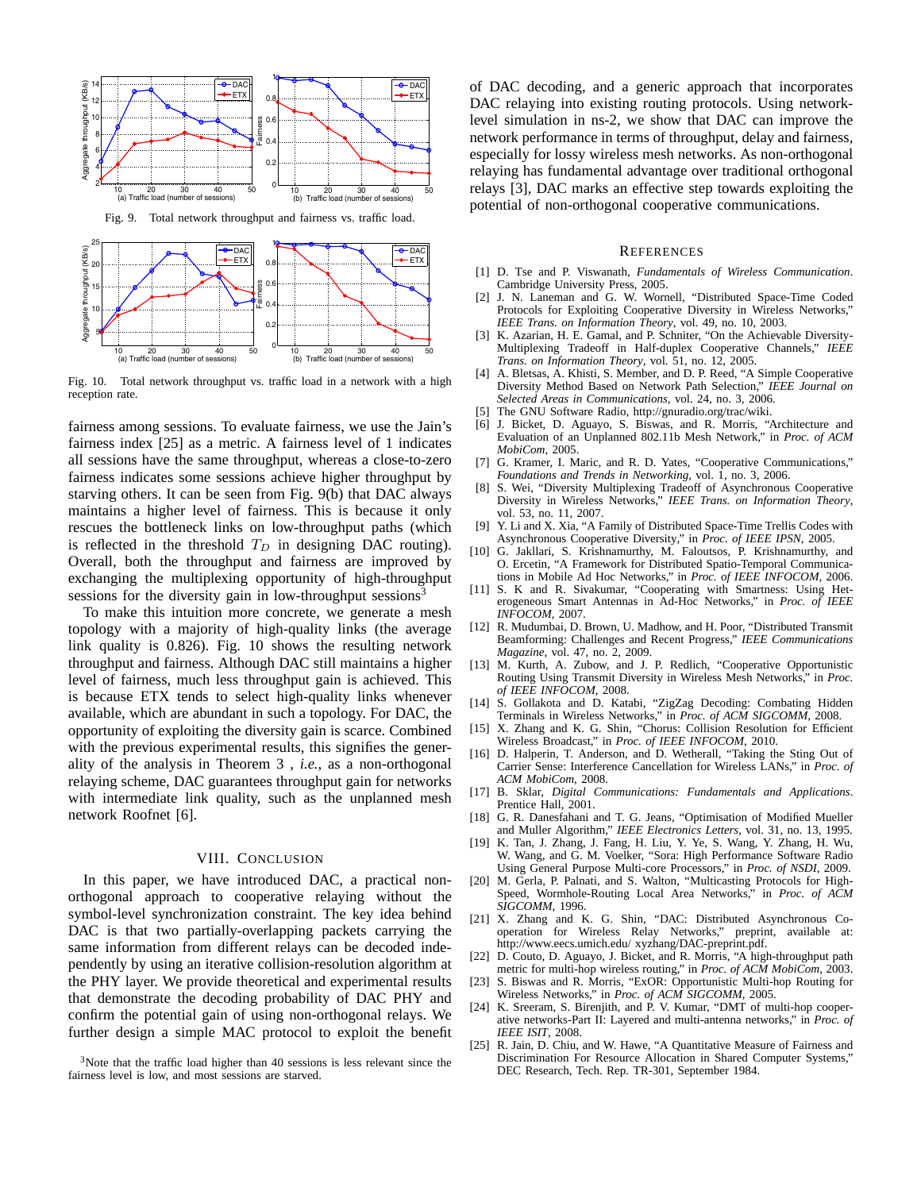Aggregate throughput (KB/s)
14
12
10
8
6
4
2
10 20 30 40 50
(a) Traffic load (number of sessions)
DAC
ETX

Fairness
1
0.8
0.6
0.4
0.2
0
10 20 30 40 50
(b) Traffic load (number of sessions)
DAC
ETX

Fig. 9. Total network throughput and fairness vs. traffic load.

Aggregate throughput (KB/s)
25
20
15
10
5
10 20 30 40 50
(a) Traffic load (number of sessions)
DAC
ETX

Fairness
1
0.8
0.6
0.4
0.2
0
10 20 30 40 50
(b) Traffic load (number of sessions)
DAC
ETX

Fig. 10. Total network throughput vs. traffic load in a network with a high reception rate.

fairness among sessions. To evaluate fairness, we use the Jain's fairness index [25] as a metric. A fairness level of 1 indicates all sessions have the same throughput, whereas a close-to-zero fairness indicates some sessions achieve higher throughput by starving others. It can be seen from Fig. 9(b) that DAC always maintains a higher level of fairness. This is because it only rescues the bottleneck links on low-throughput paths (which is reflected in the threshold $T_D$ in designing DAC routing). Overall, both the throughput and fairness are improved by exchanging the multiplexing opportunity of high-throughput sessions for the diversity gain in low-throughput sessions[3]

To make this intuition more concrete, we generate a mesh topology with a majority of high-quality links (the average link quality is 0.826). Fig. 10 shows the resulting network throughput and fairness. Although DAC still maintains a higher level of fairness, much less throughput gain is achieved. This is because ETX tends to select high-quality links whenever available, which are abundant in such a topology. For DAC, the opportunity of exploiting the diversity gain is scarce. Combined with the previous experimental results, this signifies the generality of the analysis in Theorem 3 , *i.e.*, as a non-orthogonal relaying scheme, DAC guarantees throughput gain for networks with intermediate link quality, such as the unplanned mesh network Roofnet [6].

## VIII. Conclusion

In this paper, we have introduced DAC, a practical non-orthogonal approach to cooperative relaying without the symbol-level synchronization constraint. The key idea behind DAC is that two partially-overlapping packets carrying the same information from different relays can be decoded independently by using an iterative collision-resolution algorithm at the PHY layer. We provide theoretical and experimental results that demonstrate the decoding probability of DAC PHY and confirm the potential gain of using non-orthogonal relays. We further design a simple MAC protocol to exploit the benefit of DAC decoding, and a generic approach that incorporates DAC relaying into existing routing protocols. Using network-level simulation in ns-2, we show that DAC can improve the network performance in terms of throughput, delay and fairness, especially for lossy wireless mesh networks. As non-orthogonal relaying has fundamental advantage over traditional orthogonal relays [3], DAC marks an effective step towards exploiting the potential of non-orthogonal cooperative communications.

[3]Note that the traffic load higher than 40 sessions is less relevant since the fairness level is low, and most sessions are starved.

## References

[1] D. Tse and P. Viswanath, *Fundamentals of Wireless Communication*. Cambridge University Press, 2005.

[2] J. N. Laneman and G. W. Wornell, "Distributed Space-Time Coded Protocols for Exploiting Cooperative Diversity in Wireless Networks," *IEEE Trans. on Information Theory*, vol. 49, no. 10, 2003.

[3] K. Azarian, H. E. Gamal, and P. Schniter, "On the Achievable Diversity-Multiplexing Tradeoff in Half-duplex Cooperative Channels," *IEEE Trans. on Information Theory*, vol. 51, no. 12, 2005.

[4] A. Bletsas, A. Khisti, S. Member, and D. P. Reed, "A Simple Cooperative Diversity Method Based on Network Path Selection," *IEEE Journal on Selected Areas in Communications*, vol. 24, no. 3, 2006.

[5] The GNU Software Radio, http://gnuradio.org/trac/wiki.

[6] J. Bicket, D. Aguayo, S. Biswas, and R. Morris, "Architecture and Evaluation of an Unplanned 802.11b Mesh Network," in *Proc. of ACM MobiCom*, 2005.

[7] G. Kramer, I. Maric, and R. D. Yates, "Cooperative Communications," *Foundations and Trends in Networking*, vol. 1, no. 3, 2006.

[8] S. Wei, "Diversity Multiplexing Tradeoff of Asynchronous Cooperative Diversity in Wireless Networks," *IEEE Trans. on Information Theory*, vol. 53, no. 11, 2007.

[9] Y. Li and X. Xia, "A Family of Distributed Space-Time Trellis Codes with Asynchronous Cooperative Diversity," in *Proc. of IEEE IPSN*, 2005.

[10] G. Jakllari, S. Krishnamurthy, M. Faloutsos, P. Krishnamurthy, and O. Ercetin, "A Framework for Distributed Spatio-Temporal Communications in Mobile Ad Hoc Networks," in *Proc. of IEEE INFOCOM*, 2006.

[11] S. K and R. Sivakumar, "Cooperating with Smartness: Using Heterogeneous Smart Antennas in Ad-Hoc Networks," in *Proc. of IEEE INFOCOM*, 2007.

[12] R. Mudumbai, D. Brown, U. Madhow, and H. Poor, "Distributed Transmit Beamforming: Challenges and Recent Progress," *IEEE Communications Magazine*, vol. 47, no. 2, 2009.

[13] M. Kurth, A. Zubow, and J. P. Redlich, "Cooperative Opportunistic Routing Using Transmit Diversity in Wireless Mesh Networks," in *Proc. of IEEE INFOCOM*, 2008.

[14] S. Gollakota and D. Katabi, "ZigZag Decoding: Combating Hidden Terminals in Wireless Networks," in *Proc. of ACM SIGCOMM*, 2008.

[15] X. Zhang and K. G. Shin, "Chorus: Collision Resolution for Efficient Wireless Broadcast," in *Proc. of IEEE INFOCOM*, 2010.

[16] D. Halperin, T. Anderson, and D. Wetherall, "Taking the Sting Out of Carrier Sense: Interference Cancellation for Wireless LANs," in *Proc. of ACM MobiCom*, 2008.

[17] B. Sklar, *Digital Communications: Fundamentals and Applications*. Prentice Hall, 2001.

[18] G. R. Danesfahani and T. G. Jeans, "Optimisation of Modified Mueller and Muller Algorithm," *IEEE Electronics Letters*, vol. 31, no. 13, 1995.

[19] K. Tan, J. Zhang, J. Fang, H. Liu, Y. Ye, S. Wang, Y. Zhang, H. Wu, W. Wang, and G. M. Voelker, "Sora: High Performance Software Radio Using General Purpose Multi-core Processors," in *Proc. of NSDI*, 2009.

[20] M. Gerla, P. Palnati, and S. Walton, "Multicasting Protocols for High-Speed, Wormhole-Routing Local Area Networks," in *Proc. of ACM SIGCOMM*, 1996.

[21] X. Zhang and K. G. Shin, "DAC: Distributed Asynchronous Cooperation for Wireless Relay Networks," preprint, available at: http://www.eecs.umich.edu/ xyzhang/DAC-preprint.pdf.

[22] D. Couto, D. Aguayo, J. Bicket, and R. Morris, "A high-throughput path metric for multi-hop wireless routing," in *Proc. of ACM MobiCom*, 2003.

[23] S. Biswas and R. Morris, "ExOR: Opportunistic Multi-hop Routing for Wireless Networks," in *Proc. of ACM SIGCOMM*, 2005.

[24] K. Sreeram, S. Birenjith, and P. V. Kumar, "DMT of multi-hop cooperative networks-Part II: Layered and multi-antenna networks," in *Proc. of IEEE ISIT*, 2008.

[25] R. Jain, D. Chiu, and W. Hawe, "A Quantitative Measure of Fairness and Discrimination For Resource Allocation in Shared Computer Systems," DEC Research, Tech. Rep. TR-301, September 1984.